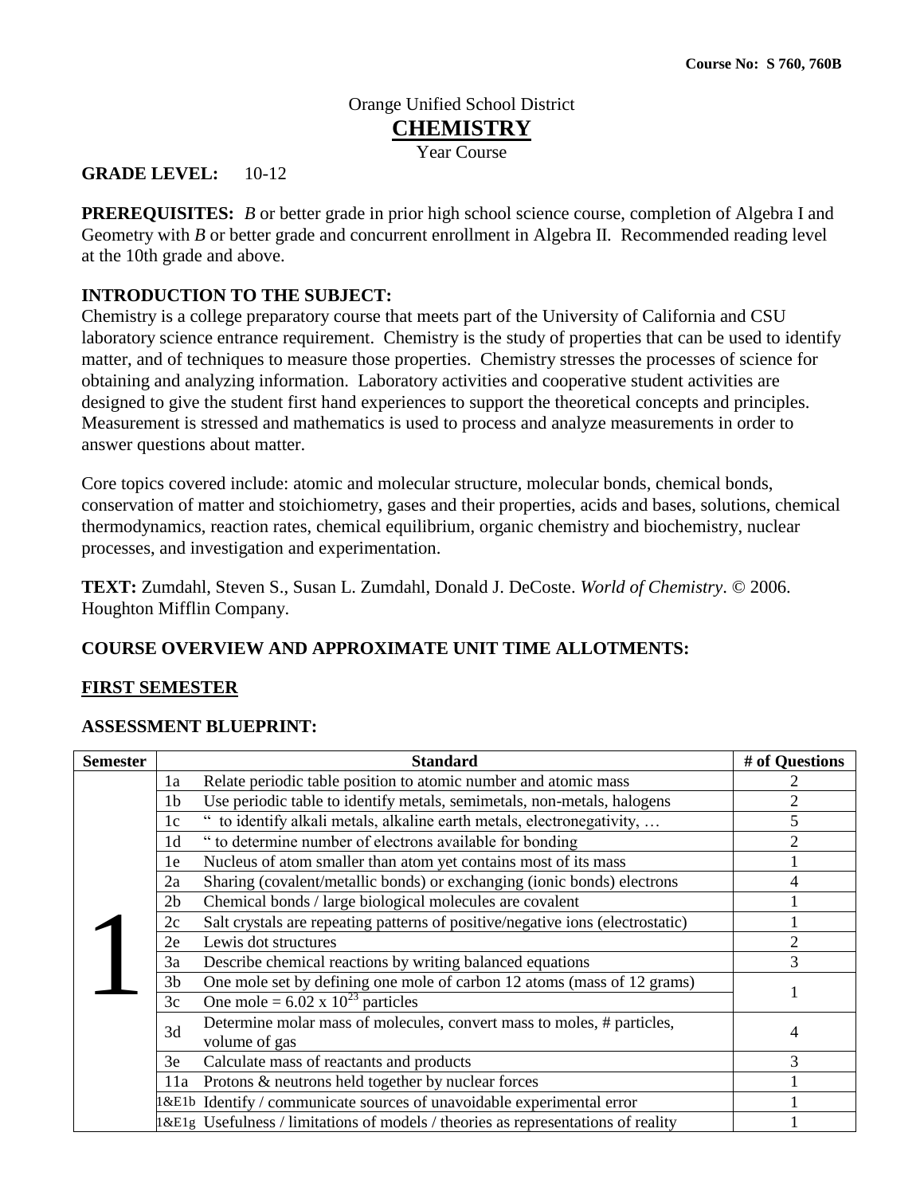**Course No: S 760, 760B**

Orange Unified School District

# CHEMISTRY

Year Course

**GRADE LEVEL:** 10-12

**PREREQUISITES:** *B* or better grade in prior high school science course, completion of Algebra I and Geometry with *B* or better grade and concurrent enrollment in Algebra II. Recommended reading level at the 10th grade and above.

**INTRODUCTION TO THE SUBJECT:**
Chemistry is a college preparatory course that meets part of the University of California and CSU laboratory science entrance requirement. Chemistry is the study of properties that can be used to identify matter, and of techniques to measure those properties. Chemistry stresses the processes of science for obtaining and analyzing information. Laboratory activities and cooperative student activities are designed to give the student first hand experiences to support the theoretical concepts and principles. Measurement is stressed and mathematics is used to process and analyze measurements in order to answer questions about matter.

Core topics covered include: atomic and molecular structure, molecular bonds, chemical bonds, conservation of matter and stoichiometry, gases and their properties, acids and bases, solutions, chemical thermodynamics, reaction rates, chemical equilibrium, organic chemistry and biochemistry, nuclear processes, and investigation and experimentation.

**TEXT:** Zumdahl, Steven S., Susan L. Zumdahl, Donald J. DeCoste. *World of Chemistry*. © 2006. Houghton Mifflin Company.

**COURSE OVERVIEW AND APPROXIMATE UNIT TIME ALLOTMENTS:**

**FIRST SEMESTER**

**ASSESSMENT BLUEPRINT:**

| Semester | | Standard | # of Questions |
|---|---|---|---|
| 1 | 1a | Relate periodic table position to atomic number and atomic mass | 2 |
| | 1b | Use periodic table to identify metals, semimetals, non-metals, halogens | 2 |
| | 1c | " to identify alkali metals, alkaline earth metals, electronegativity, … | 5 |
| | 1d | " to determine number of electrons available for bonding | 2 |
| | 1e | Nucleus of atom smaller than atom yet contains most of its mass | 1 |
| | 2a | Sharing (covalent/metallic bonds) or exchanging (ionic bonds) electrons | 4 |
| | 2b | Chemical bonds / large biological molecules are covalent | 1 |
| | 2c | Salt crystals are repeating patterns of positive/negative ions (electrostatic) | 1 |
| | 2e | Lewis dot structures | 2 |
| | 3a | Describe chemical reactions by writing balanced equations | 3 |
| | 3b | One mole set by defining one mole of carbon 12 atoms (mass of 12 grams) | 1 |
| | 3c | One mole = $6.02 \times 10^{23}$ particles | |
| | 3d | Determine molar mass of molecules, convert mass to moles, # particles, volume of gas | 4 |
| | 3e | Calculate mass of reactants and products | 3 |
| | 11a | Protons & neutrons held together by nuclear forces | 1 |
| | 1&E1b | Identify / communicate sources of unavoidable experimental error | 1 |
| | 1&E1g | Usefulness / limitations of models / theories as representations of reality | 1 |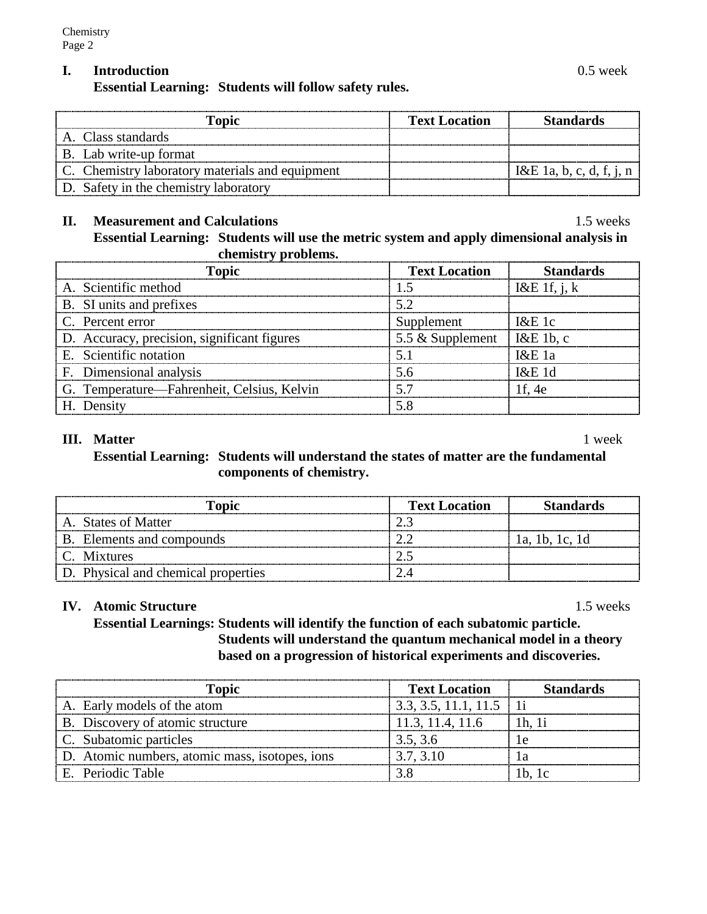## I. Introduction 0.5 week

**Essential Learning: Students will follow safety rules.**

| Topic | Text Location | Standards |
|---|---|---|
| A. Class standards | | |
| B. Lab write-up format | | |
| C. Chemistry laboratory materials and equipment | | I&E 1a, b, c, d, f, j, n |
| D. Safety in the chemistry laboratory | | |

## II. Measurement and Calculations 1.5 weeks

**Essential Learning: Students will use the metric system and apply dimensional analysis in chemistry problems.**

| Topic | Text Location | Standards |
|---|---|---|
| A. Scientific method | 1.5 | I&E 1f, j, k |
| B. SI units and prefixes | 5.2 | |
| C. Percent error | Supplement | I&E 1c |
| D. Accuracy, precision, significant figures | 5.5 & Supplement | I&E 1b, c |
| E. Scientific notation | 5.1 | I&E 1a |
| F. Dimensional analysis | 5.6 | I&E 1d |
| G. Temperature—Fahrenheit, Celsius, Kelvin | 5.7 | 1f, 4e |
| H. Density | 5.8 | |

## III. Matter 1 week

**Essential Learning: Students will understand the states of matter are the fundamental components of chemistry.**

| Topic | Text Location | Standards |
|---|---|---|
| A. States of Matter | 2.3 | |
| B. Elements and compounds | 2.2 | 1a, 1b, 1c, 1d |
| C. Mixtures | 2.5 | |
| D. Physical and chemical properties | 2.4 | |

## IV. Atomic Structure 1.5 weeks

**Essential Learnings: Students will identify the function of each subatomic particle. Students will understand the quantum mechanical model in a theory based on a progression of historical experiments and discoveries.**

| Topic | Text Location | Standards |
|---|---|---|
| A. Early models of the atom | 3.3, 3.5, 11.1, 11.5 | 1i |
| B. Discovery of atomic structure | 11.3, 11.4, 11.6 | 1h, 1i |
| C. Subatomic particles | 3.5, 3.6 | 1e |
| D. Atomic numbers, atomic mass, isotopes, ions | 3.7, 3.10 | 1a |
| E. Periodic Table | 3.8 | 1b, 1c |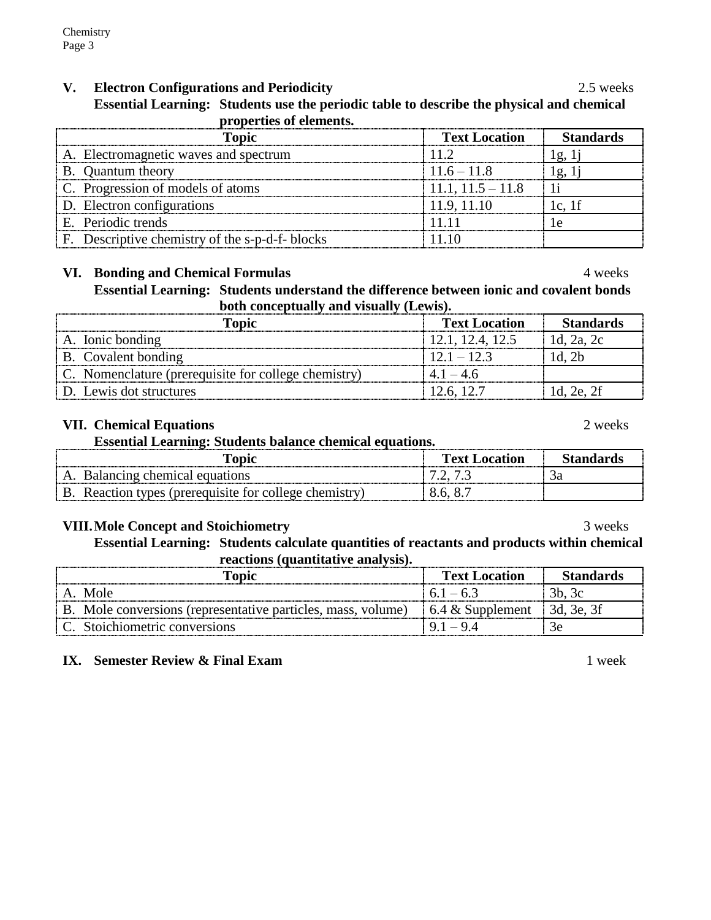## V. Electron Configurations and Periodicity — 2.5 weeks

**Essential Learning: Students use the periodic table to describe the physical and chemical properties of elements.**

| Topic | Text Location | Standards |
| --- | --- | --- |
| A. Electromagnetic waves and spectrum | 11.2 | 1g, 1j |
| B. Quantum theory | 11.6 – 11.8 | 1g, 1j |
| C. Progression of models of atoms | 11.1, 11.5 – 11.8 | 1i |
| D. Electron configurations | 11.9, 11.10 | 1c, 1f |
| E. Periodic trends | 11.11 | 1e |
| F. Descriptive chemistry of the s-p-d-f- blocks | 11.10 | |

## VI. Bonding and Chemical Formulas — 4 weeks

**Essential Learning: Students understand the difference between ionic and covalent bonds both conceptually and visually (Lewis).**

| Topic | Text Location | Standards |
| --- | --- | --- |
| A. Ionic bonding | 12.1, 12.4, 12.5 | 1d, 2a, 2c |
| B. Covalent bonding | 12.1 – 12.3 | 1d, 2b |
| C. Nomenclature (prerequisite for college chemistry) | 4.1 – 4.6 | |
| D. Lewis dot structures | 12.6, 12.7 | 1d, 2e, 2f |

## VII. Chemical Equations — 2 weeks

**Essential Learning: Students balance chemical equations.**

| Topic | Text Location | Standards |
| --- | --- | --- |
| A. Balancing chemical equations | 7.2, 7.3 | 3a |
| B. Reaction types (prerequisite for college chemistry) | 8.6, 8.7 | |

## VIII. Mole Concept and Stoichiometry — 3 weeks

**Essential Learning: Students calculate quantities of reactants and products within chemical reactions (quantitative analysis).**

| Topic | Text Location | Standards |
| --- | --- | --- |
| A. Mole | 6.1 – 6.3 | 3b, 3c |
| B. Mole conversions (representative particles, mass, volume) | 6.4 & Supplement | 3d, 3e, 3f |
| C. Stoichiometric conversions | 9.1 – 9.4 | 3e |

## IX. Semester Review & Final Exam — 1 week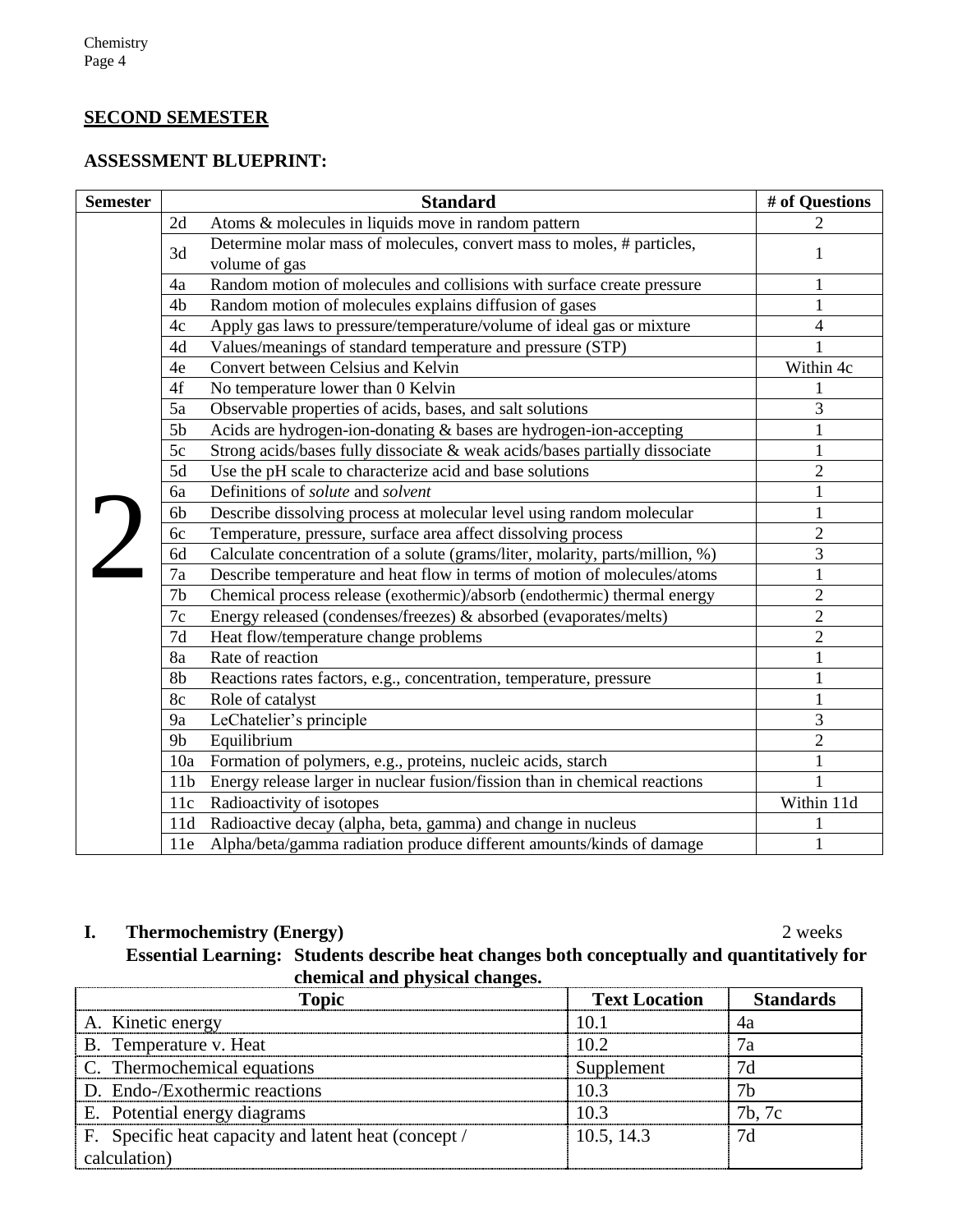## SECOND SEMESTER

### ASSESSMENT BLUEPRINT:

| Semester | Standard | | # of Questions |
|---|---|---|---|
| 2 | 2d | Atoms & molecules in liquids move in random pattern | 2 |
| | 3d | Determine molar mass of molecules, convert mass to moles, # particles, volume of gas | 1 |
| | 4a | Random motion of molecules and collisions with surface create pressure | 1 |
| | 4b | Random motion of molecules explains diffusion of gases | 1 |
| | 4c | Apply gas laws to pressure/temperature/volume of ideal gas or mixture | 4 |
| | 4d | Values/meanings of standard temperature and pressure (STP) | 1 |
| | 4e | Convert between Celsius and Kelvin | Within 4c |
| | 4f | No temperature lower than 0 Kelvin | 1 |
| | 5a | Observable properties of acids, bases, and salt solutions | 3 |
| | 5b | Acids are hydrogen-ion-donating & bases are hydrogen-ion-accepting | 1 |
| | 5c | Strong acids/bases fully dissociate & weak acids/bases partially dissociate | 1 |
| | 5d | Use the pH scale to characterize acid and base solutions | 2 |
| | 6a | Definitions of *solute* and *solvent* | 1 |
| | 6b | Describe dissolving process at molecular level using random molecular | 1 |
| | 6c | Temperature, pressure, surface area affect dissolving process | 2 |
| | 6d | Calculate concentration of a solute (grams/liter, molarity, parts/million, %) | 3 |
| | 7a | Describe temperature and heat flow in terms of motion of molecules/atoms | 1 |
| | 7b | Chemical process release (exothermic)/absorb (endothermic) thermal energy | 2 |
| | 7c | Energy released (condenses/freezes) & absorbed (evaporates/melts) | 2 |
| | 7d | Heat flow/temperature change problems | 2 |
| | 8a | Rate of reaction | 1 |
| | 8b | Reactions rates factors, e.g., concentration, temperature, pressure | 1 |
| | 8c | Role of catalyst | 1 |
| | 9a | LeChatelier's principle | 3 |
| | 9b | Equilibrium | 2 |
| | 10a | Formation of polymers, e.g., proteins, nucleic acids, starch | 1 |
| | 11b | Energy release larger in nuclear fusion/fission than in chemical reactions | 1 |
| | 11c | Radioactivity of isotopes | Within 11d |
| | 11d | Radioactive decay (alpha, beta, gamma) and change in nucleus | 1 |
| | 11e | Alpha/beta/gamma radiation produce different amounts/kinds of damage | 1 |

### I. Thermochemistry (Energy) — 2 weeks

**Essential Learning: Students describe heat changes both conceptually and quantitatively for chemical and physical changes.**

| Topic | Text Location | Standards |
|---|---|---|
| A. Kinetic energy | 10.1 | 4a |
| B. Temperature v. Heat | 10.2 | 7a |
| C. Thermochemical equations | Supplement | 7d |
| D. Endo-/Exothermic reactions | 10.3 | 7b |
| E. Potential energy diagrams | 10.3 | 7b, 7c |
| F. Specific heat capacity and latent heat (concept / calculation) | 10.5, 14.3 | 7d |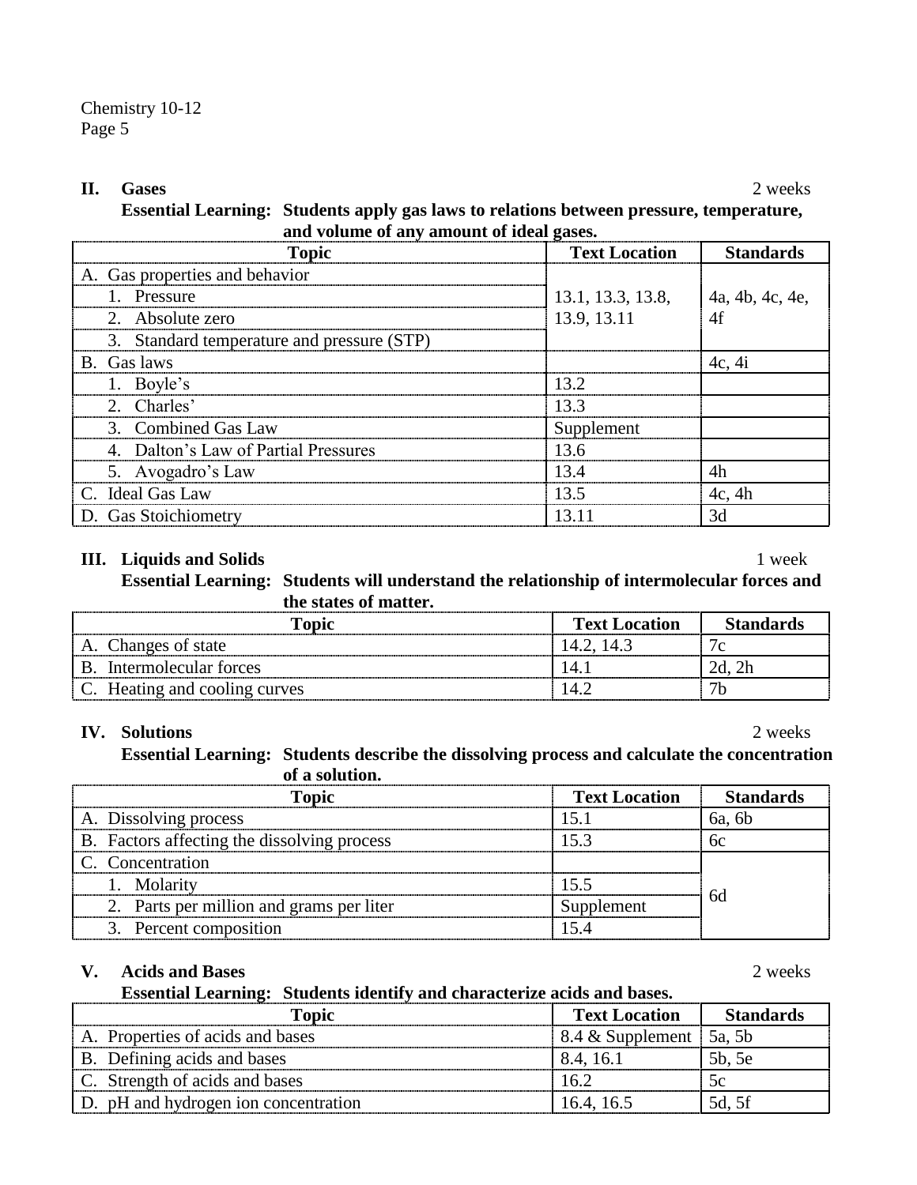## II. Gases — 2 weeks

**Essential Learning: Students apply gas laws to relations between pressure, temperature, and volume of any amount of ideal gases.**

| Topic | Text Location | Standards |
|---|---|---|
| A. Gas properties and behavior | 13.1, 13.3, 13.8, 13.9, 13.11 | 4a, 4b, 4c, 4e, 4f |
| 1. Pressure | | |
| 2. Absolute zero | | |
| 3. Standard temperature and pressure (STP) | | |
| B. Gas laws | | 4c, 4i |
| 1. Boyle's | 13.2 | |
| 2. Charles' | 13.3 | |
| 3. Combined Gas Law | Supplement | |
| 4. Dalton's Law of Partial Pressures | 13.6 | |
| 5. Avogadro's Law | 13.4 | 4h |
| C. Ideal Gas Law | 13.5 | 4c, 4h |
| D. Gas Stoichiometry | 13.11 | 3d |

## III. Liquids and Solids — 1 week

**Essential Learning: Students will understand the relationship of intermolecular forces and the states of matter.**

| Topic | Text Location | Standards |
|---|---|---|
| A. Changes of state | 14.2, 14.3 | 7c |
| B. Intermolecular forces | 14.1 | 2d, 2h |
| C. Heating and cooling curves | 14.2 | 7b |

## IV. Solutions — 2 weeks

**Essential Learning: Students describe the dissolving process and calculate the concentration of a solution.**

| Topic | Text Location | Standards |
|---|---|---|
| A. Dissolving process | 15.1 | 6a, 6b |
| B. Factors affecting the dissolving process | 15.3 | 6c |
| C. Concentration | | 6d |
| 1. Molarity | 15.5 | |
| 2. Parts per million and grams per liter | Supplement | |
| 3. Percent composition | 15.4 | |

## V. Acids and Bases — 2 weeks

**Essential Learning: Students identify and characterize acids and bases.**

| Topic | Text Location | Standards |
|---|---|---|
| A. Properties of acids and bases | 8.4 & Supplement | 5a, 5b |
| B. Defining acids and bases | 8.4, 16.1 | 5b, 5e |
| C. Strength of acids and bases | 16.2 | 5c |
| D. pH and hydrogen ion concentration | 16.4, 16.5 | 5d, 5f |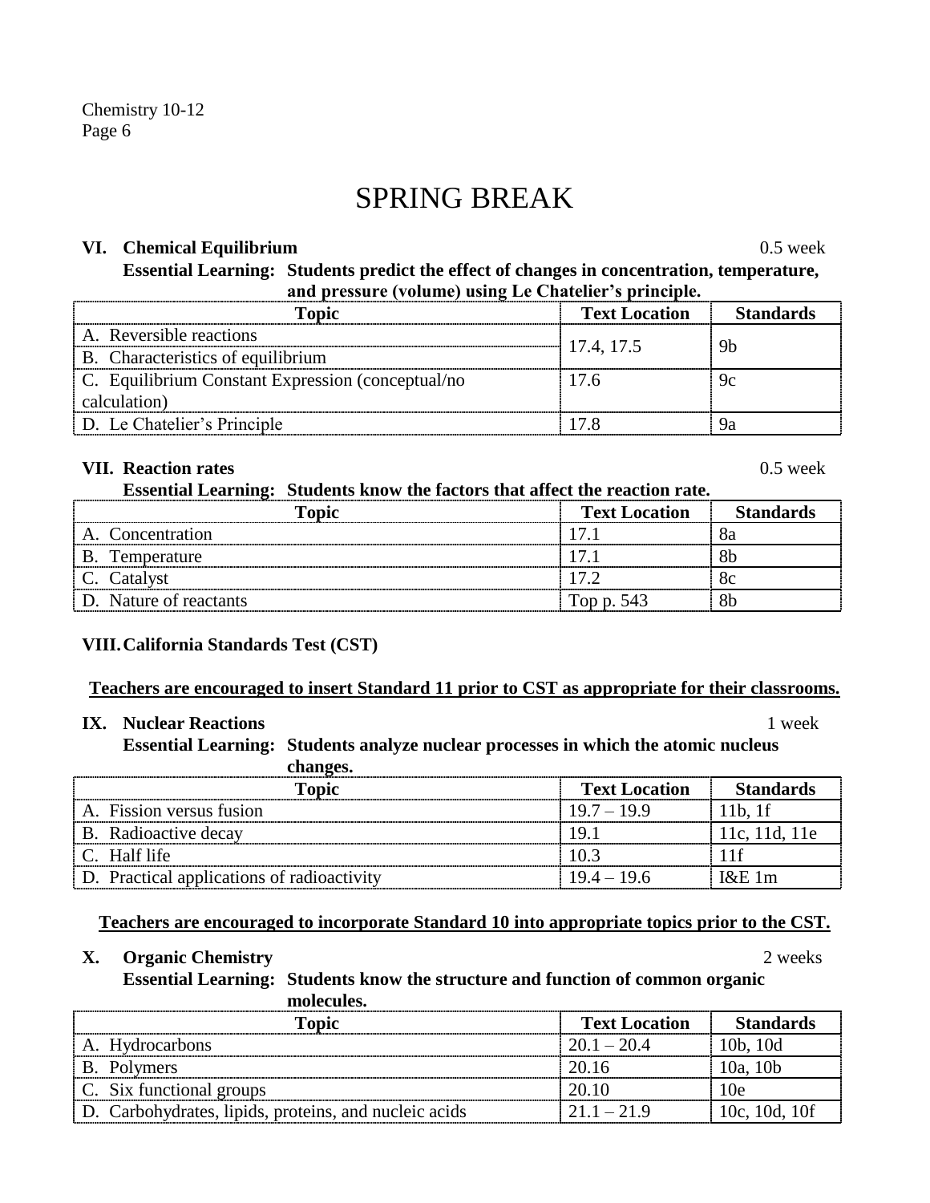# SPRING BREAK

### VI. Chemical Equilibrium — 0.5 week

**Essential Learning: Students predict the effect of changes in concentration, temperature, and pressure (volume) using Le Chatelier's principle.**

| Topic | Text Location | Standards |
|---|---|---|
| A. Reversible reactions | 17.4, 17.5 | 9b |
| B. Characteristics of equilibrium | | |
| C. Equilibrium Constant Expression (conceptual/no calculation) | 17.6 | 9c |
| D. Le Chatelier's Principle | 17.8 | 9a |

### VII. Reaction rates — 0.5 week

**Essential Learning: Students know the factors that affect the reaction rate.**

| Topic | Text Location | Standards |
|---|---|---|
| A. Concentration | 17.1 | 8a |
| B. Temperature | 17.1 | 8b |
| C. Catalyst | 17.2 | 8c |
| D. Nature of reactants | Top p. 543 | 8b |

### VIII. California Standards Test (CST)

**<u>Teachers are encouraged to insert Standard 11 prior to CST as appropriate for their classrooms.</u>**

### IX. Nuclear Reactions — 1 week

**Essential Learning: Students analyze nuclear processes in which the atomic nucleus changes.**

| Topic | Text Location | Standards |
|---|---|---|
| A. Fission versus fusion | 19.7 – 19.9 | 11b, 1f |
| B. Radioactive decay | 19.1 | 11c, 11d, 11e |
| C. Half life | 10.3 | 11f |
| D. Practical applications of radioactivity | 19.4 – 19.6 | I&E 1m |

**<u>Teachers are encouraged to incorporate Standard 10 into appropriate topics prior to the CST.</u>**

### X. Organic Chemistry — 2 weeks

**Essential Learning: Students know the structure and function of common organic molecules.**

| Topic | Text Location | Standards |
|---|---|---|
| A. Hydrocarbons | 20.1 – 20.4 | 10b, 10d |
| B. Polymers | 20.16 | 10a, 10b |
| C. Six functional groups | 20.10 | 10e |
| D. Carbohydrates, lipids, proteins, and nucleic acids | 21.1 – 21.9 | 10c, 10d, 10f |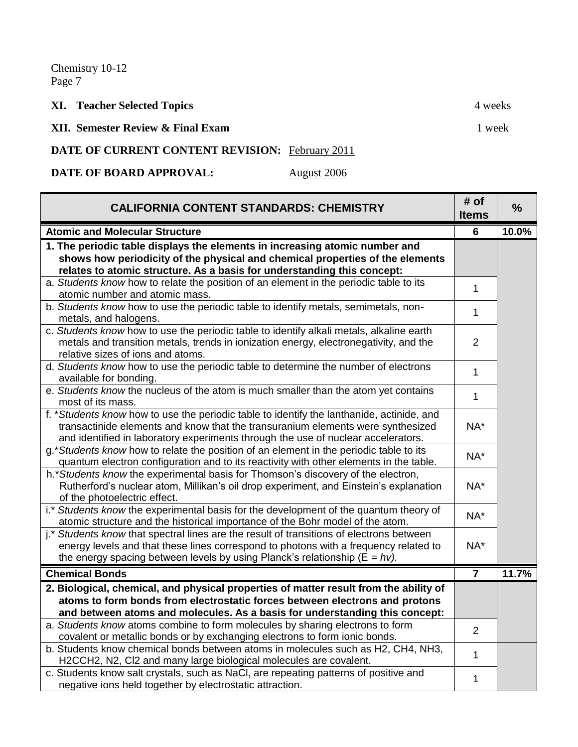Chemistry 10-12

**XI. Teacher Selected Topics** 4 weeks

**XII. Semester Review & Final Exam** 1 week

**DATE OF CURRENT CONTENT REVISION:** February 2011

**DATE OF BOARD APPROVAL:** August 2006

| CALIFORNIA CONTENT STANDARDS: CHEMISTRY | # of Items | % |
|---|---|---|
| **Atomic and Molecular Structure** | **6** | **10.0%** |
| **1. The periodic table displays the elements in increasing atomic number and shows how periodicity of the physical and chemical properties of the elements relates to atomic structure. As a basis for understanding this concept:** | | |
| a. *Students know* how to relate the position of an element in the periodic table to its atomic number and atomic mass. | 1 | |
| b. *Students know* how to use the periodic table to identify metals, semimetals, non-metals, and halogens. | 1 | |
| c. *Students know* how to use the periodic table to identify alkali metals, alkaline earth metals and transition metals, trends in ionization energy, electronegativity, and the relative sizes of ions and atoms. | 2 | |
| d. *Students know* how to use the periodic table to determine the number of electrons available for bonding. | 1 | |
| e. *Students know* the nucleus of the atom is much smaller than the atom yet contains most of its mass. | 1 | |
| f. **Students know* how to use the periodic table to identify the lanthanide, actinide, and transactinide elements and know that the transuranium elements were synthesized and identified in laboratory experiments through the use of nuclear accelerators. | NA* | |
| g.**Students know* how to relate the position of an element in the periodic table to its quantum electron configuration and to its reactivity with other elements in the table. | NA* | |
| h.**Students know* the experimental basis for Thomson's discovery of the electron, Rutherford's nuclear atom, Millikan's oil drop experiment, and Einstein's explanation of the photoelectric effect. | NA* | |
| i.* *Students know* the experimental basis for the development of the quantum theory of atomic structure and the historical importance of the Bohr model of the atom. | NA* | |
| j.* *Students know* that spectral lines are the result of transitions of electrons between energy levels and that these lines correspond to photons with a frequency related to the energy spacing between levels by using Planck's relationship ($E = hv$). | NA* | |
| **Chemical Bonds** | **7** | **11.7%** |
| **2. Biological, chemical, and physical properties of matter result from the ability of atoms to form bonds from electrostatic forces between electrons and protons and between atoms and molecules. As a basis for understanding this concept:** | | |
| a. *Students know* atoms combine to form molecules by sharing electrons to form covalent or metallic bonds or by exchanging electrons to form ionic bonds. | 2 | |
| b. Students know chemical bonds between atoms in molecules such as $H_2$, $CH_4$, $NH_3$, $H_2CCH_2$, $N_2$, $Cl_2$ and many large biological molecules are covalent. | 1 | |
| c. Students know salt crystals, such as NaCl, are repeating patterns of positive and negative ions held together by electrostatic attraction. | 1 | |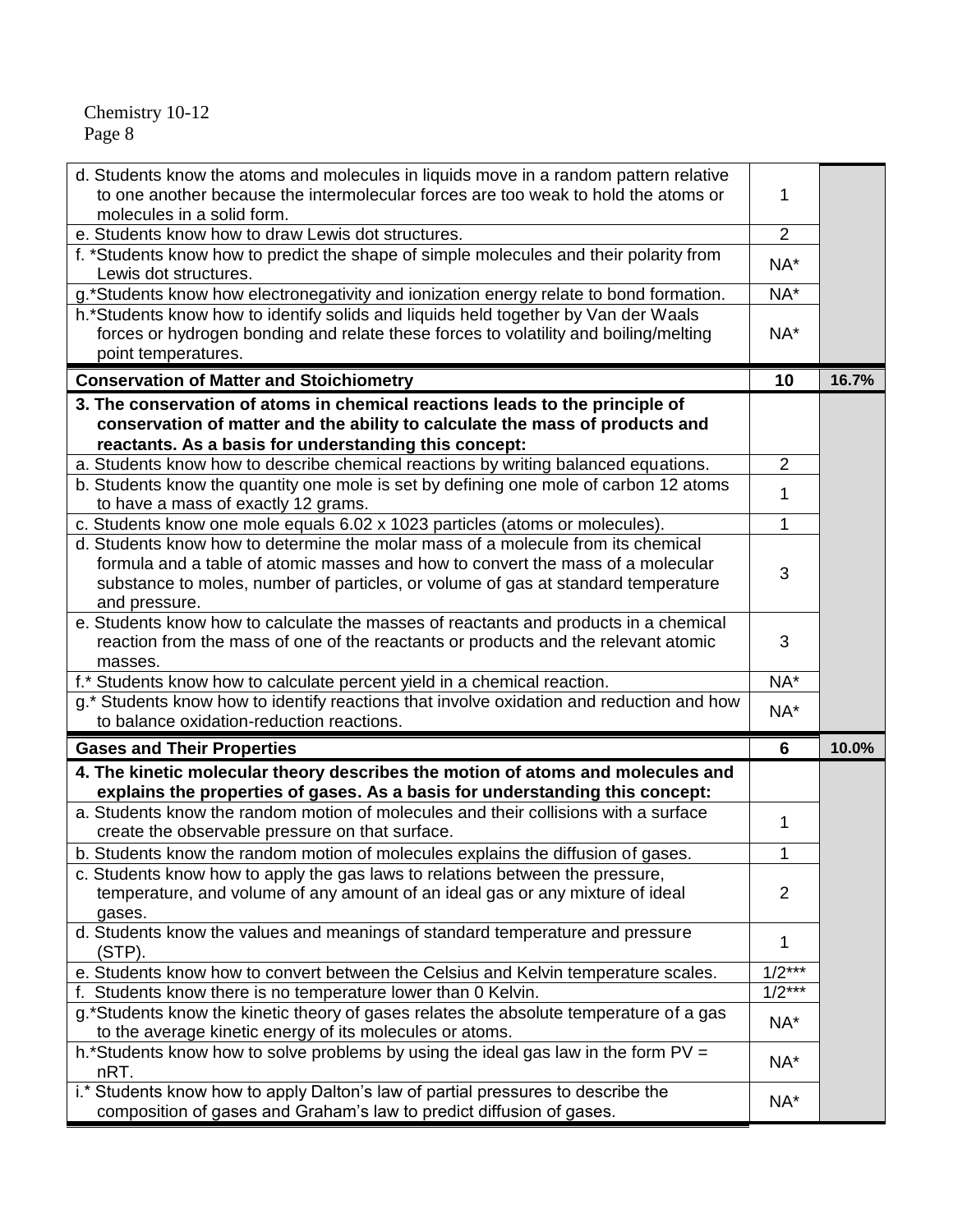| | | |
|---|---|---|
| d. Students know the atoms and molecules in liquids move in a random pattern relative to one another because the intermolecular forces are too weak to hold the atoms or molecules in a solid form. | 1 | |
| e. Students know how to draw Lewis dot structures. | 2 | |
| f. *Students know how to predict the shape of simple molecules and their polarity from Lewis dot structures. | NA* | |
| g.*Students know how electronegativity and ionization energy relate to bond formation. | NA* | |
| h.*Students know how to identify solids and liquids held together by Van der Waals forces or hydrogen bonding and relate these forces to volatility and boiling/melting point temperatures. | NA* | |
| **Conservation of Matter and Stoichiometry** | **10** | **16.7%** |
| **3. The conservation of atoms in chemical reactions leads to the principle of conservation of matter and the ability to calculate the mass of products and reactants. As a basis for understanding this concept:** | | |
| a. Students know how to describe chemical reactions by writing balanced equations. | 2 | |
| b. Students know the quantity one mole is set by defining one mole of carbon 12 atoms to have a mass of exactly 12 grams. | 1 | |
| c. Students know one mole equals 6.02 x 1023 particles (atoms or molecules). | 1 | |
| d. Students know how to determine the molar mass of a molecule from its chemical formula and a table of atomic masses and how to convert the mass of a molecular substance to moles, number of particles, or volume of gas at standard temperature and pressure. | 3 | |
| e. Students know how to calculate the masses of reactants and products in a chemical reaction from the mass of one of the reactants or products and the relevant atomic masses. | 3 | |
| f.* Students know how to calculate percent yield in a chemical reaction. | NA* | |
| g.* Students know how to identify reactions that involve oxidation and reduction and how to balance oxidation-reduction reactions. | NA* | |
| **Gases and Their Properties** | **6** | **10.0%** |
| **4. The kinetic molecular theory describes the motion of atoms and molecules and explains the properties of gases. As a basis for understanding this concept:** | | |
| a. Students know the random motion of molecules and their collisions with a surface create the observable pressure on that surface. | 1 | |
| b. Students know the random motion of molecules explains the diffusion of gases. | 1 | |
| c. Students know how to apply the gas laws to relations between the pressure, temperature, and volume of any amount of an ideal gas or any mixture of ideal gases. | 2 | |
| d. Students know the values and meanings of standard temperature and pressure (STP). | 1 | |
| e. Students know how to convert between the Celsius and Kelvin temperature scales. | 1/2*** | |
| f. Students know there is no temperature lower than 0 Kelvin. | 1/2*** | |
| g.*Students know the kinetic theory of gases relates the absolute temperature of a gas to the average kinetic energy of its molecules or atoms. | NA* | |
| h.*Students know how to solve problems by using the ideal gas law in the form $PV = nRT$. | NA* | |
| i.* Students know how to apply Dalton's law of partial pressures to describe the composition of gases and Graham's law to predict diffusion of gases. | NA* | |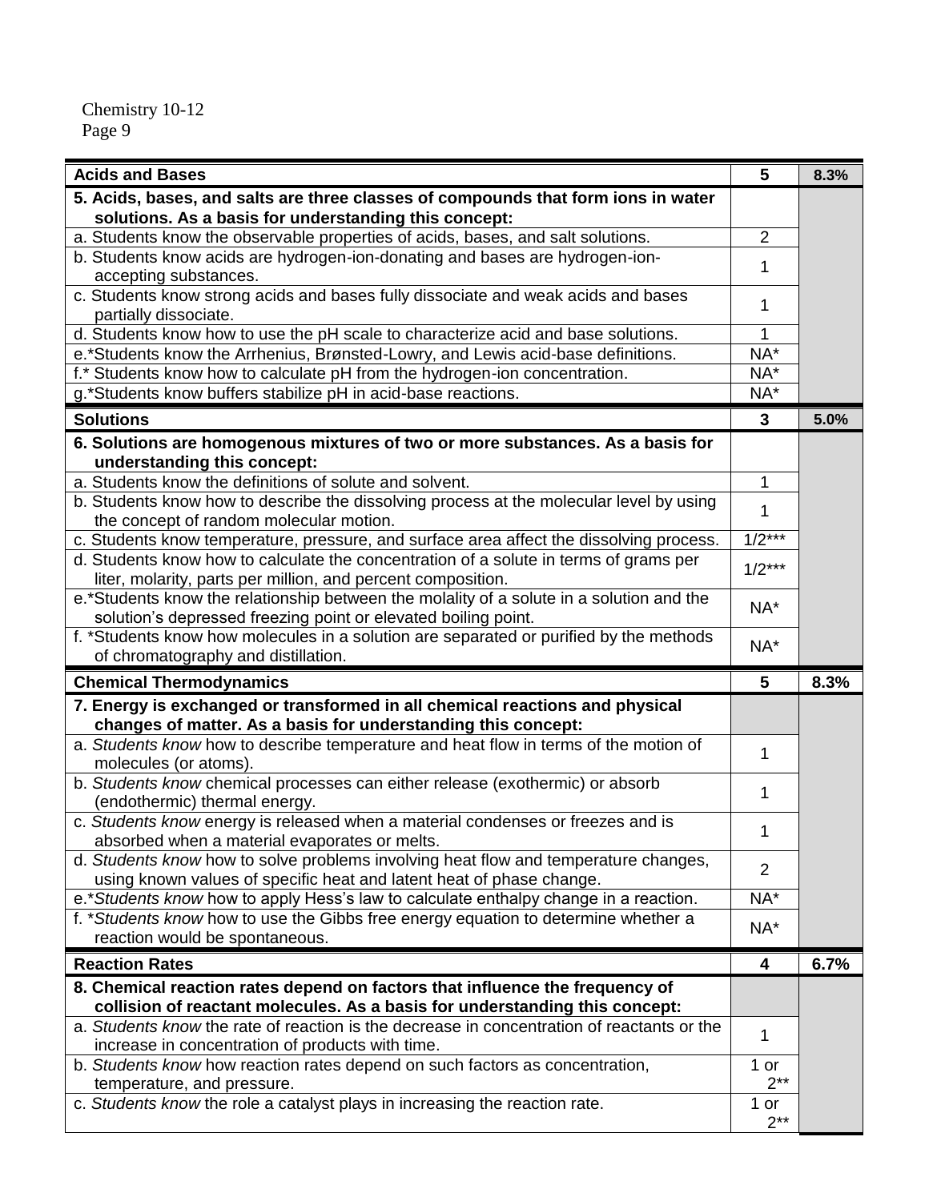| Acids and Bases | 5 | 8.3% |
|---|---|---|
| **5. Acids, bases, and salts are three classes of compounds that form ions in water solutions. As a basis for understanding this concept:** | | |
| a. Students know the observable properties of acids, bases, and salt solutions. | 2 | |
| b. Students know acids are hydrogen-ion-donating and bases are hydrogen-ion-accepting substances. | 1 | |
| c. Students know strong acids and bases fully dissociate and weak acids and bases partially dissociate. | 1 | |
| d. Students know how to use the pH scale to characterize acid and base solutions. | 1 | |
| e.*Students know the Arrhenius, Brønsted-Lowry, and Lewis acid-base definitions. | NA* | |
| f.* Students know how to calculate pH from the hydrogen-ion concentration. | NA* | |
| g.*Students know buffers stabilize pH in acid-base reactions. | NA* | |
| **Solutions** | **3** | **5.0%** |
| **6. Solutions are homogenous mixtures of two or more substances. As a basis for understanding this concept:** | | |
| a. Students know the definitions of solute and solvent. | 1 | |
| b. Students know how to describe the dissolving process at the molecular level by using the concept of random molecular motion. | 1 | |
| c. Students know temperature, pressure, and surface area affect the dissolving process. | 1/2*** | |
| d. Students know how to calculate the concentration of a solute in terms of grams per liter, molarity, parts per million, and percent composition. | 1/2*** | |
| e.*Students know the relationship between the molality of a solute in a solution and the solution's depressed freezing point or elevated boiling point. | NA* | |
| f. *Students know how molecules in a solution are separated or purified by the methods of chromatography and distillation. | NA* | |
| **Chemical Thermodynamics** | **5** | **8.3%** |
| **7. Energy is exchanged or transformed in all chemical reactions and physical changes of matter. As a basis for understanding this concept:** | | |
| a. *Students know* how to describe temperature and heat flow in terms of the motion of molecules (or atoms). | 1 | |
| b. *Students know* chemical processes can either release (exothermic) or absorb (endothermic) thermal energy. | 1 | |
| c. *Students know* energy is released when a material condenses or freezes and is absorbed when a material evaporates or melts. | 1 | |
| d. *Students know* how to solve problems involving heat flow and temperature changes, using known values of specific heat and latent heat of phase change. | 2 | |
| e.**Students know* how to apply Hess's law to calculate enthalpy change in a reaction. | NA* | |
| f. **Students know* how to use the Gibbs free energy equation to determine whether a reaction would be spontaneous. | NA* | |
| **Reaction Rates** | **4** | **6.7%** |
| **8. Chemical reaction rates depend on factors that influence the frequency of collision of reactant molecules. As a basis for understanding this concept:** | | |
| a. *Students know* the rate of reaction is the decrease in concentration of reactants or the increase in concentration of products with time. | 1 | |
| b. *Students know* how reaction rates depend on such factors as concentration, temperature, and pressure. | 1 or 2** | |
| c. *Students know* the role a catalyst plays in increasing the reaction rate. | 1 or 2** | |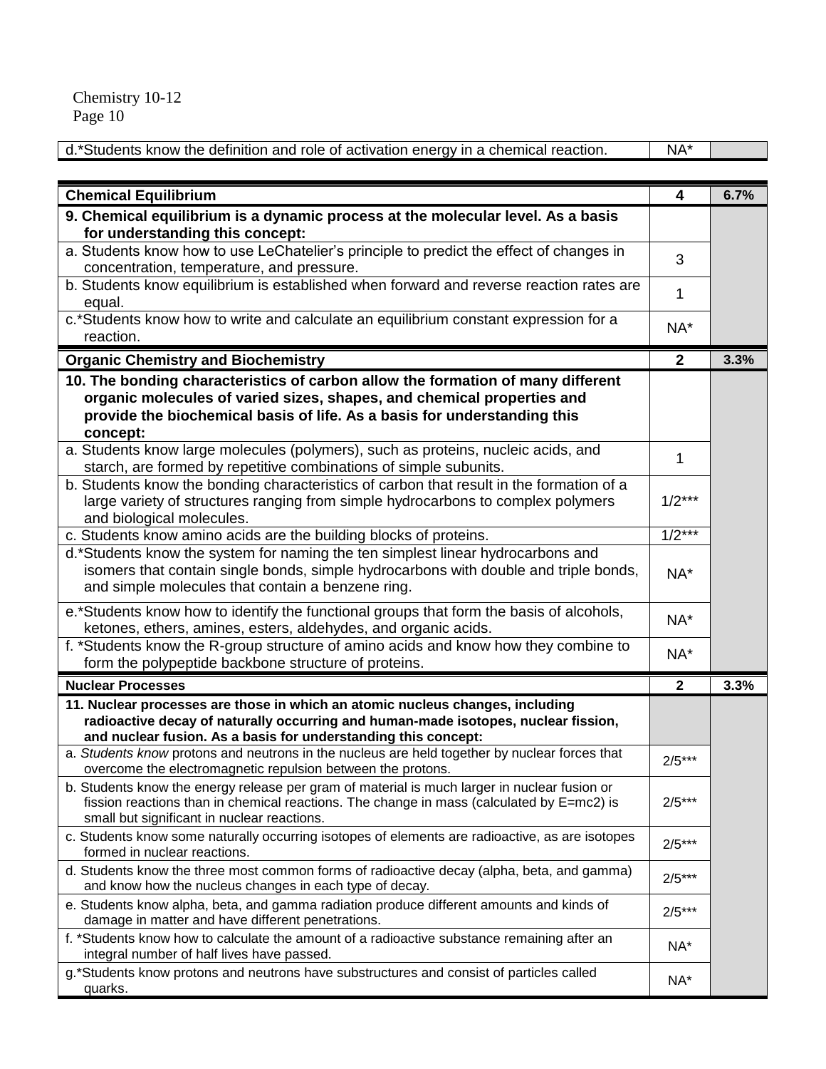| d.*Students know the definition and role of activation energy in a chemical reaction. | NA* | |
|---|---|---|

| **Chemical Equilibrium** | **4** | **6.7%** |
|---|---|---|
| **9. Chemical equilibrium is a dynamic process at the molecular level. As a basis for understanding this concept:** | | |
| a. Students know how to use LeChatelier's principle to predict the effect of changes in concentration, temperature, and pressure. | 3 | |
| b. Students know equilibrium is established when forward and reverse reaction rates are equal. | 1 | |
| c.*Students know how to write and calculate an equilibrium constant expression for a reaction. | NA* | |
| **Organic Chemistry and Biochemistry** | **2** | **3.3%** |
| **10. The bonding characteristics of carbon allow the formation of many different organic molecules of varied sizes, shapes, and chemical properties and provide the biochemical basis of life. As a basis for understanding this concept:** | | |
| a. Students know large molecules (polymers), such as proteins, nucleic acids, and starch, are formed by repetitive combinations of simple subunits. | 1 | |
| b. Students know the bonding characteristics of carbon that result in the formation of a large variety of structures ranging from simple hydrocarbons to complex polymers and biological molecules. | 1/2*** | |
| c. Students know amino acids are the building blocks of proteins. | 1/2*** | |
| d.*Students know the system for naming the ten simplest linear hydrocarbons and isomers that contain single bonds, simple hydrocarbons with double and triple bonds, and simple molecules that contain a benzene ring. | NA* | |
| e.*Students know how to identify the functional groups that form the basis of alcohols, ketones, ethers, amines, esters, aldehydes, and organic acids. | NA* | |
| f. *Students know the R-group structure of amino acids and know how they combine to form the polypeptide backbone structure of proteins. | NA* | |
| **Nuclear Processes** | **2** | **3.3%** |
| **11. Nuclear processes are those in which an atomic nucleus changes, including radioactive decay of naturally occurring and human-made isotopes, nuclear fission, and nuclear fusion. As a basis for understanding this concept:** | | |
| a. *Students know* protons and neutrons in the nucleus are held together by nuclear forces that overcome the electromagnetic repulsion between the protons. | 2/5*** | |
| b. Students know the energy release per gram of material is much larger in nuclear fusion or fission reactions than in chemical reactions. The change in mass (calculated by E=mc2) is small but significant in nuclear reactions. | 2/5*** | |
| c. Students know some naturally occurring isotopes of elements are radioactive, as are isotopes formed in nuclear reactions. | 2/5*** | |
| d. Students know the three most common forms of radioactive decay (alpha, beta, and gamma) and know how the nucleus changes in each type of decay. | 2/5*** | |
| e. Students know alpha, beta, and gamma radiation produce different amounts and kinds of damage in matter and have different penetrations. | 2/5*** | |
| f. *Students know how to calculate the amount of a radioactive substance remaining after an integral number of half lives have passed. | NA* | |
| g.*Students know protons and neutrons have substructures and consist of particles called quarks. | NA* | |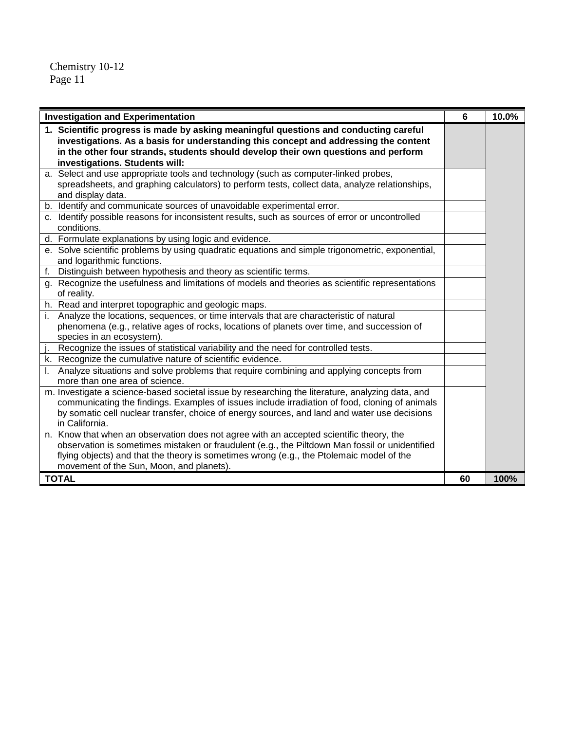| Investigation and Experimentation | 6 | 10.0% |
|---|---|---|
| **1. Scientific progress is made by asking meaningful questions and conducting careful investigations. As a basis for understanding this concept and addressing the content in the other four strands, students should develop their own questions and perform investigations. Students will:** | | |
| a. Select and use appropriate tools and technology (such as computer-linked probes, spreadsheets, and graphing calculators) to perform tests, collect data, analyze relationships, and display data. | | |
| b. Identify and communicate sources of unavoidable experimental error. | | |
| c. Identify possible reasons for inconsistent results, such as sources of error or uncontrolled conditions. | | |
| d. Formulate explanations by using logic and evidence. | | |
| e. Solve scientific problems by using quadratic equations and simple trigonometric, exponential, and logarithmic functions. | | |
| f. Distinguish between hypothesis and theory as scientific terms. | | |
| g. Recognize the usefulness and limitations of models and theories as scientific representations of reality. | | |
| h. Read and interpret topographic and geologic maps. | | |
| i. Analyze the locations, sequences, or time intervals that are characteristic of natural phenomena (e.g., relative ages of rocks, locations of planets over time, and succession of species in an ecosystem). | | |
| j. Recognize the issues of statistical variability and the need for controlled tests. | | |
| k. Recognize the cumulative nature of scientific evidence. | | |
| l. Analyze situations and solve problems that require combining and applying concepts from more than one area of science. | | |
| m. Investigate a science-based societal issue by researching the literature, analyzing data, and communicating the findings. Examples of issues include irradiation of food, cloning of animals by somatic cell nuclear transfer, choice of energy sources, and land and water use decisions in California. | | |
| n. Know that when an observation does not agree with an accepted scientific theory, the observation is sometimes mistaken or fraudulent (e.g., the Piltdown Man fossil or unidentified flying objects) and that the theory is sometimes wrong (e.g., the Ptolemaic model of the movement of the Sun, Moon, and planets). | | |
| **TOTAL** | **60** | **100%** |